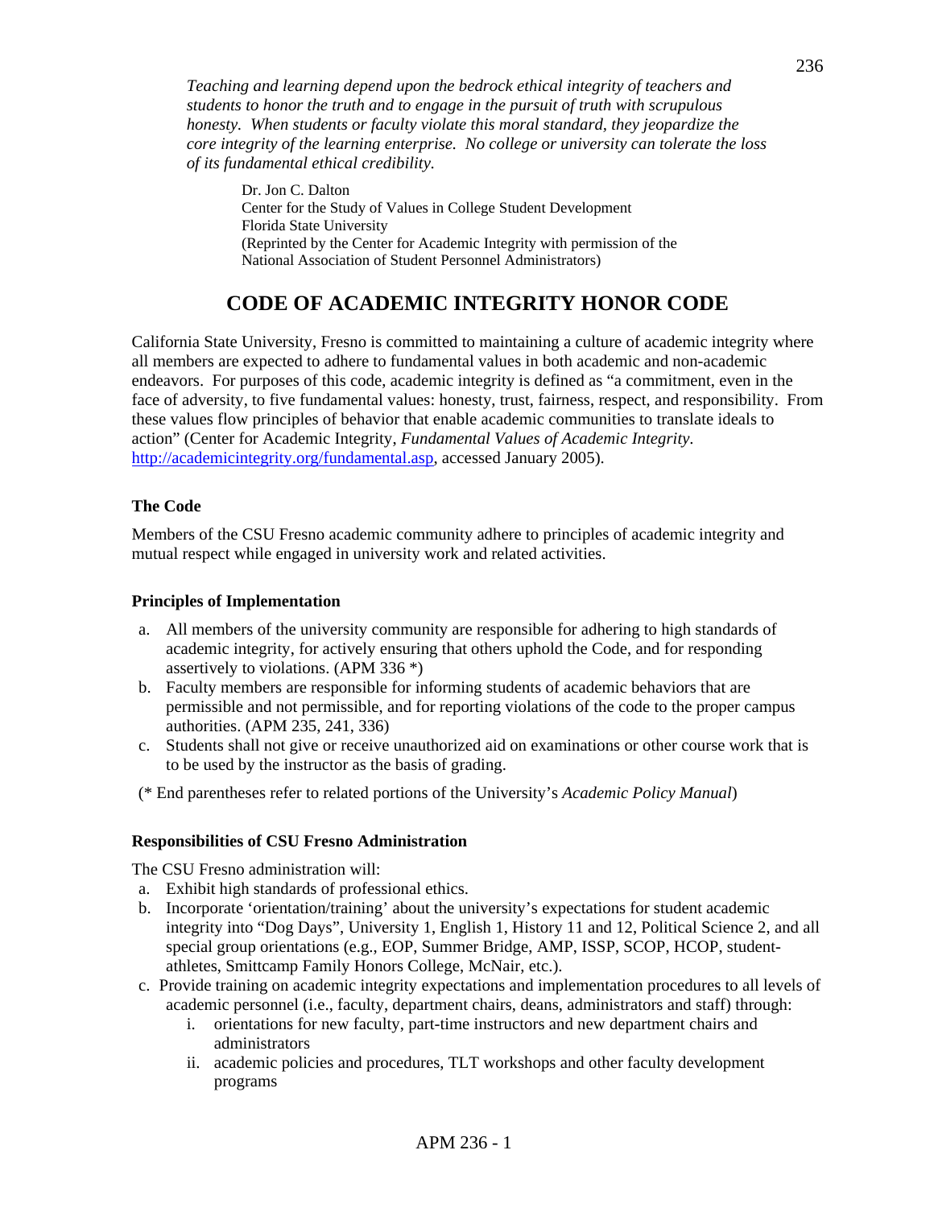*Teaching and learning depend upon the bedrock ethical integrity of teachers and students to honor the truth and to engage in the pursuit of truth with scrupulous honesty. When students or faculty violate this moral standard, they jeopardize the core integrity of the learning enterprise. No college or university can tolerate the loss of its fundamental ethical credibility.*

Dr. Jon C. Dalton
Center for the Study of Values in College Student Development
Florida State University
(Reprinted by the Center for Academic Integrity with permission of the National Association of Student Personnel Administrators)

# CODE OF ACADEMIC INTEGRITY HONOR CODE

California State University, Fresno is committed to maintaining a culture of academic integrity where all members are expected to adhere to fundamental values in both academic and non-academic endeavors. For purposes of this code, academic integrity is defined as "a commitment, even in the face of adversity, to five fundamental values: honesty, trust, fairness, respect, and responsibility. From these values flow principles of behavior that enable academic communities to translate ideals to action" (Center for Academic Integrity, *Fundamental Values of Academic Integrity*. http://academicintegrity.org/fundamental.asp, accessed January 2005).

### The Code

Members of the CSU Fresno academic community adhere to principles of academic integrity and mutual respect while engaged in university work and related activities.

### Principles of Implementation

a. All members of the university community are responsible for adhering to high standards of academic integrity, for actively ensuring that others uphold the Code, and for responding assertively to violations. (APM 336 *)
b. Faculty members are responsible for informing students of academic behaviors that are permissible and not permissible, and for reporting violations of the code to the proper campus authorities. (APM 235, 241, 336)
c. Students shall not give or receive unauthorized aid on examinations or other course work that is to be used by the instructor as the basis of grading.

(* End parentheses refer to related portions of the University's *Academic Policy Manual*)

### Responsibilities of CSU Fresno Administration

The CSU Fresno administration will:

a. Exhibit high standards of professional ethics.
b. Incorporate 'orientation/training' about the university's expectations for student academic integrity into "Dog Days", University 1, English 1, History 11 and 12, Political Science 2, and all special group orientations (e.g., EOP, Summer Bridge, AMP, ISSP, SCOP, HCOP, student-athletes, Smittcamp Family Honors College, McNair, etc.).
c. Provide training on academic integrity expectations and implementation procedures to all levels of academic personnel (i.e., faculty, department chairs, deans, administrators and staff) through:
    i. orientations for new faculty, part-time instructors and new department chairs and administrators
    ii. academic policies and procedures, TLT workshops and other faculty development programs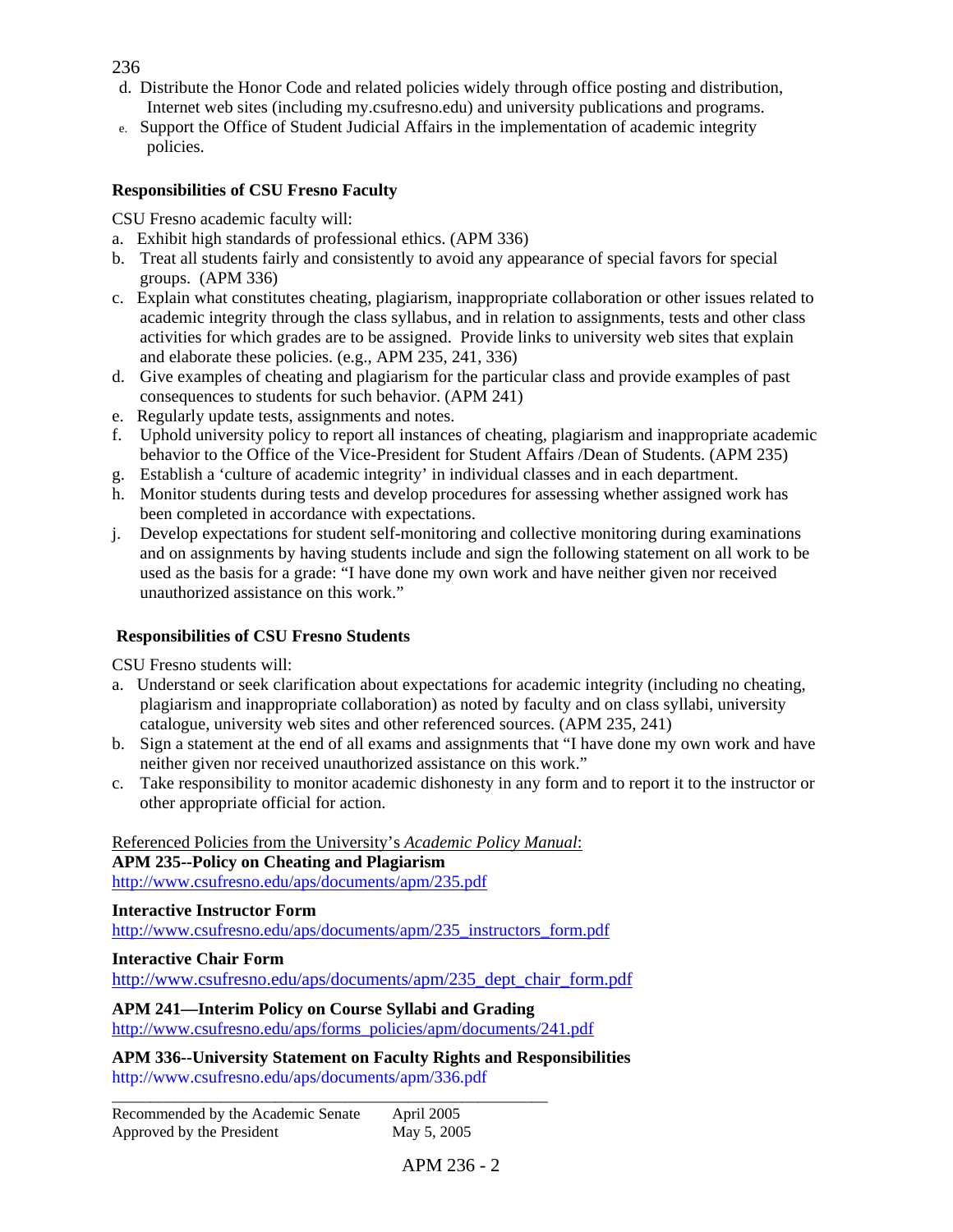d. Distribute the Honor Code and related policies widely through office posting and distribution, Internet web sites (including my.csufresno.edu) and university publications and programs.
e. Support the Office of Student Judicial Affairs in the implementation of academic integrity policies.

**Responsibilities of CSU Fresno Faculty**

CSU Fresno academic faculty will:

a. Exhibit high standards of professional ethics. (APM 336)
b. Treat all students fairly and consistently to avoid any appearance of special favors for special groups. (APM 336)
c. Explain what constitutes cheating, plagiarism, inappropriate collaboration or other issues related to academic integrity through the class syllabus, and in relation to assignments, tests and other class activities for which grades are to be assigned. Provide links to university web sites that explain and elaborate these policies. (e.g., APM 235, 241, 336)
d. Give examples of cheating and plagiarism for the particular class and provide examples of past consequences to students for such behavior. (APM 241)
e. Regularly update tests, assignments and notes.
f. Uphold university policy to report all instances of cheating, plagiarism and inappropriate academic behavior to the Office of the Vice-President for Student Affairs /Dean of Students. (APM 235)
g. Establish a 'culture of academic integrity' in individual classes and in each department.
h. Monitor students during tests and develop procedures for assessing whether assigned work has been completed in accordance with expectations.
j. Develop expectations for student self-monitoring and collective monitoring during examinations and on assignments by having students include and sign the following statement on all work to be used as the basis for a grade: "I have done my own work and have neither given nor received unauthorized assistance on this work."

**Responsibilities of CSU Fresno Students**

CSU Fresno students will:

a. Understand or seek clarification about expectations for academic integrity (including no cheating, plagiarism and inappropriate collaboration) as noted by faculty and on class syllabi, university catalogue, university web sites and other referenced sources. (APM 235, 241)
b. Sign a statement at the end of all exams and assignments that "I have done my own work and have neither given nor received unauthorized assistance on this work."
c. Take responsibility to monitor academic dishonesty in any form and to report it to the instructor or other appropriate official for action.

Referenced Policies from the University's *Academic Policy Manual*:

**APM 235--Policy on Cheating and Plagiarism**
http://www.csufresno.edu/aps/documents/apm/235.pdf

**Interactive Instructor Form**
http://www.csufresno.edu/aps/documents/apm/235_instructors_form.pdf

**Interactive Chair Form**
http://www.csufresno.edu/aps/documents/apm/235_dept_chair_form.pdf

**APM 241—Interim Policy on Course Syllabi and Grading**
http://www.csufresno.edu/aps/forms_policies/apm/documents/241.pdf

**APM 336--University Statement on Faculty Rights and Responsibilities**
http://www.csufresno.edu/aps/documents/apm/336.pdf

| | |
|---|---|
| Recommended by the Academic Senate | April 2005 |
| Approved by the President | May 5, 2005 |